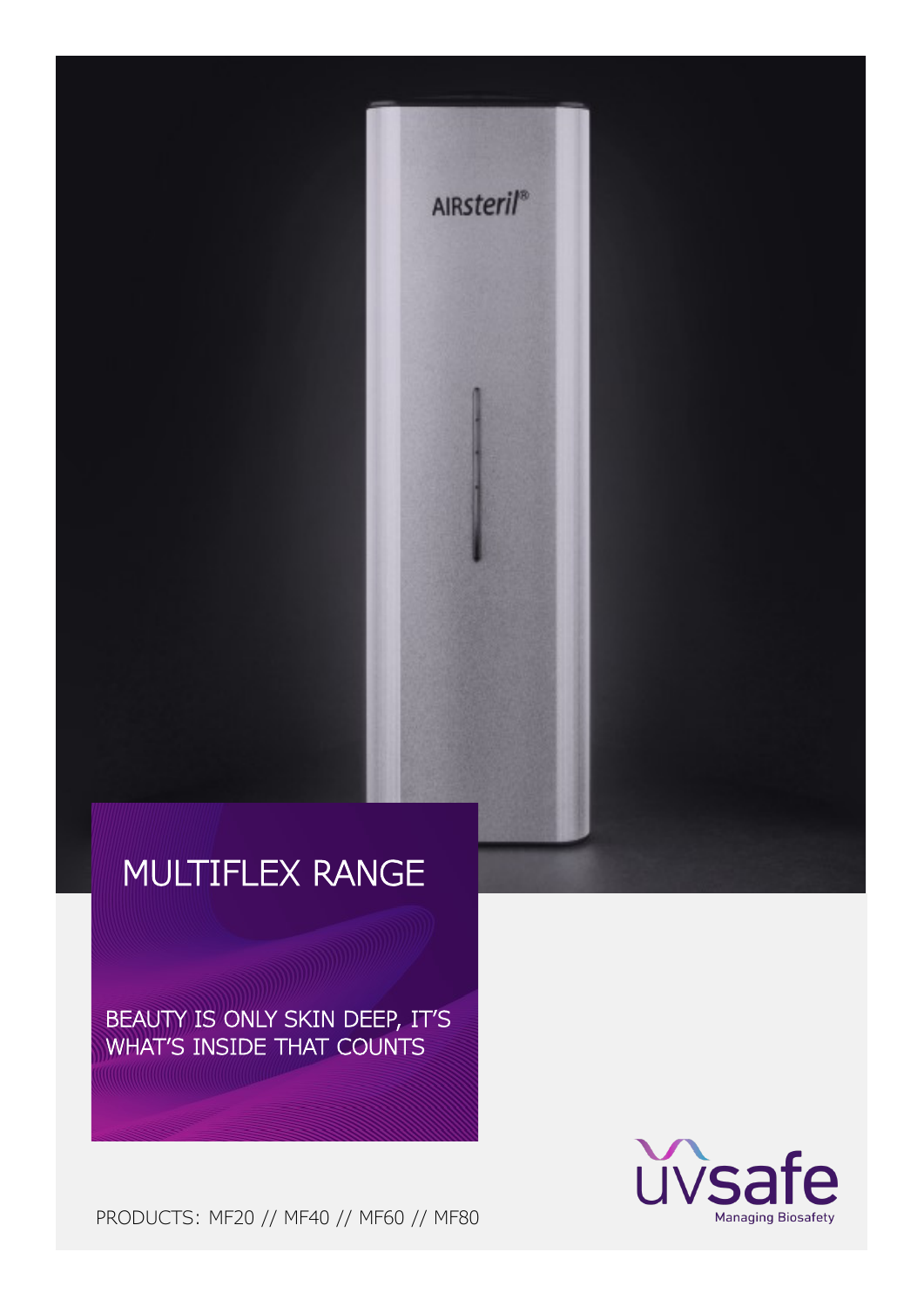# MULTIFLEX RANGE

BEAUTY IS ONLY SKIN DEEP, IT'S WHAT'S INSIDE THAT COUNTS

PRODUCTS: MF20 // MF40 // MF60 // MF80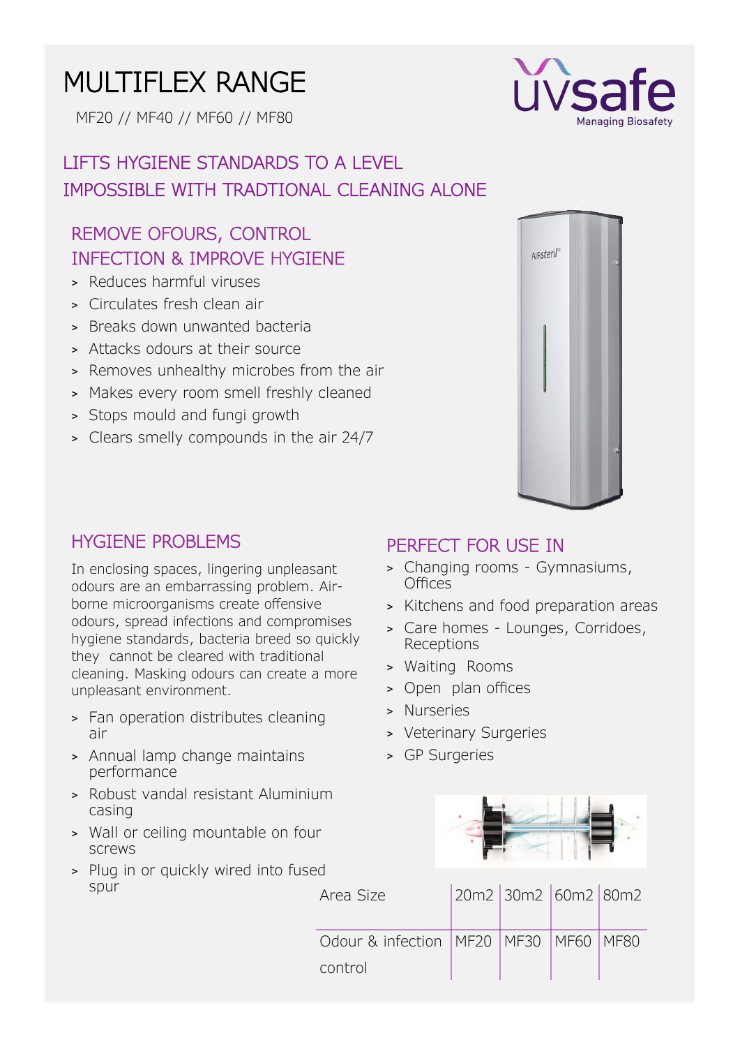# MULTIFLEX RANGE

MF20 // MF40 // MF60 // MF80

uvsafe
Managing Biosafety

## LIFTS HYGIENE STANDARDS TO A LEVEL IMPOSSIBLE WITH TRADTIONAL CLEANING ALONE

### REMOVE OFOURS, CONTROL INFECTION & IMPROVE HYGIENE

- Reduces harmful viruses
- Circulates fresh clean air
- Breaks down unwanted bacteria
- Attacks odours at their source
- Removes unhealthy microbes from the air
- Makes every room smell freshly cleaned
- Stops mould and fungi growth
- Clears smelly compounds in the air 24/7

### HYGIENE PROBLEMS

In enclosing spaces, lingering unpleasant odours are an embarrassing problem. Air-borne microorganisms create offensive odours, spread infections and compromises hygiene standards, bacteria breed so quickly they cannot be cleared with traditional cleaning. Masking odours can create a more unpleasant environment.

- Fan operation distributes cleaning air
- Annual lamp change maintains performance
- Robust vandal resistant Aluminium casing
- Wall or ceiling mountable on four screws
- Plug in or quickly wired into fused spur

### PERFECT FOR USE IN

- Changing rooms - Gymnasiums, Offices
- Kitchens and food preparation areas
- Care homes - Lounges, Corridoes, Receptions
- Waiting Rooms
- Open plan offices
- Nurseries
- Veterinary Surgeries
- GP Surgeries

| Area Size | 20m2 | 30m2 | 60m2 | 80m2 |
|---|---|---|---|---|
| Odour & infection control | MF20 | MF30 | MF60 | MF80 |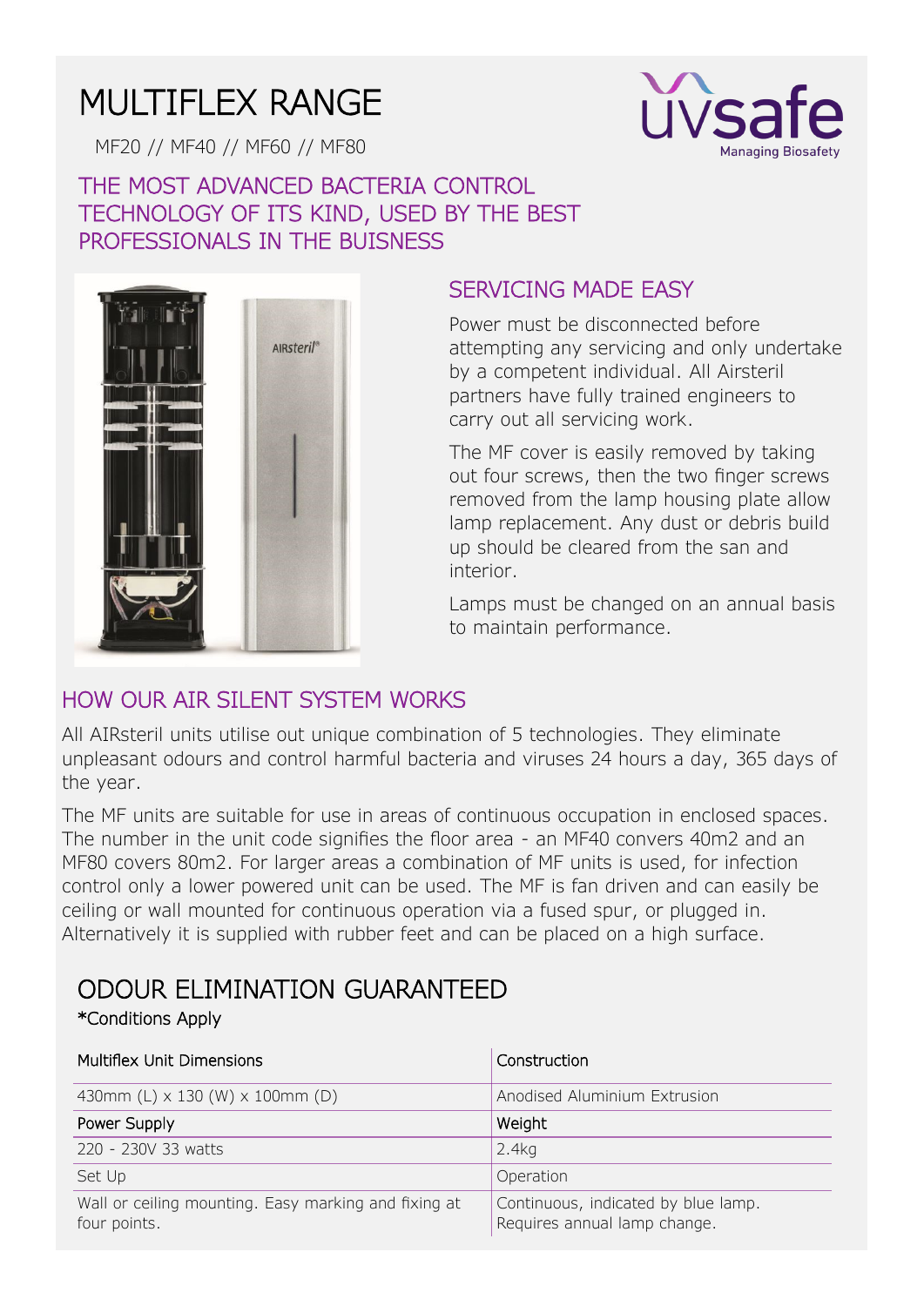# MULTIFLEX RANGE

MF20 // MF40 // MF60 // MF80

uvsafe
Managing Biosafety

## THE MOST ADVANCED BACTERIA CONTROL TECHNOLOGY OF ITS KIND, USED BY THE BEST PROFESSIONALS IN THE BUISNESS

## SERVICING MADE EASY

Power must be disconnected before attempting any servicing and only undertake by a competent individual. All Airsteril partners have fully trained engineers to carry out all servicing work.

The MF cover is easily removed by taking out four screws, then the two finger screws removed from the lamp housing plate allow lamp replacement. Any dust or debris build up should be cleared from the san and interior.

Lamps must be changed on an annual basis to maintain performance.

## HOW OUR AIR SILENT SYSTEM WORKS

All AIRsteril units utilise out unique combination of 5 technologies. They eliminate unpleasant odours and control harmful bacteria and viruses 24 hours a day, 365 days of the year.

The MF units are suitable for use in areas of continuous occupation in enclosed spaces. The number in the unit code signifies the floor area - an MF40 convers 40m2 and an MF80 covers 80m2. For larger areas a combination of MF units is used, for infection control only a lower powered unit can be used. The MF is fan driven and can easily be ceiling or wall mounted for continuous operation via a fused spur, or plugged in. Alternatively it is supplied with rubber feet and can be placed on a high surface.

## ODOUR ELIMINATION GUARANTEED

*Conditions Apply

| Multiflex Unit Dimensions | Construction |
|---|---|
| 430mm (L) x 130 (W) x 100mm (D) | Anodised Aluminium Extrusion |
| Power Supply | Weight |
| 220 - 230V 33 watts | 2.4kg |
| Set Up | Operation |
| Wall or ceiling mounting. Easy marking and fixing at four points. | Continuous, indicated by blue lamp. Requires annual lamp change. |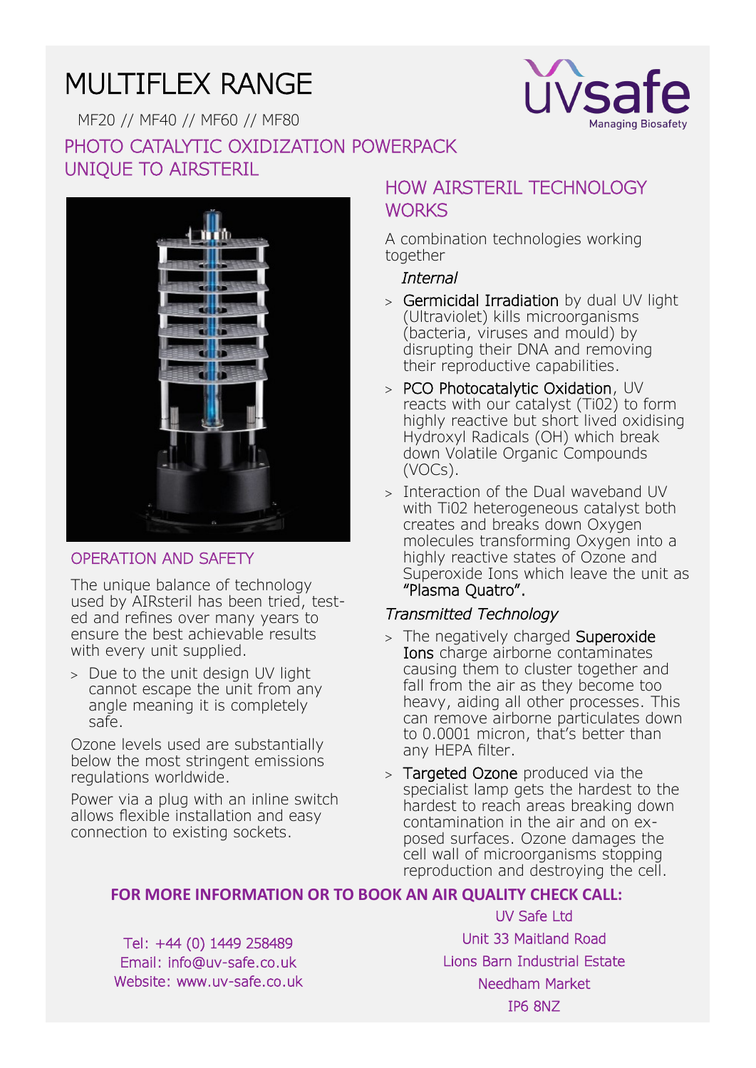# MULTIFLEX RANGE

MF20 // MF40 // MF60 // MF80

uvsafe
Managing Biosafety

## PHOTO CATALYTIC OXIDIZATION POWERPACK UNIQUE TO AIRSTERIL

## OPERATION AND SAFETY

The unique balance of technology used by AIRsteril has been tried, tested and refines over many years to ensure the best achievable results with every unit supplied.

> Due to the unit design UV light cannot escape the unit from any angle meaning it is completely safe.

Ozone levels used are substantially below the most stringent emissions regulations worldwide.

Power via a plug with an inline switch allows flexible installation and easy connection to existing sockets.

## HOW AIRSTERIL TECHNOLOGY WORKS

A combination technologies working together

*Internal*

> Germicidal Irradiation by dual UV light (Ultraviolet) kills microorganisms (bacteria, viruses and mould) by disrupting their DNA and removing their reproductive capabilities.

> PCO Photocatalytic Oxidation, UV reacts with our catalyst (Ti02) to form highly reactive but short lived oxidising Hydroxyl Radicals (OH) which break down Volatile Organic Compounds (VOCs).

> Interaction of the Dual waveband UV with Ti02 heterogeneous catalyst both creates and breaks down Oxygen molecules transforming Oxygen into a highly reactive states of Ozone and Superoxide Ions which leave the unit as "Plasma Quatro".

*Transmitted Technology*

> The negatively charged Superoxide Ions charge airborne contaminates causing them to cluster together and fall from the air as they become too heavy, aiding all other processes. This can remove airborne particulates down to 0.0001 micron, that's better than any HEPA filter.

> Targeted Ozone produced via the specialist lamp gets the hardest to the hardest to reach areas breaking down contamination in the air and on exposed surfaces. Ozone damages the cell wall of microorganisms stopping reproduction and destroying the cell.

**FOR MORE INFORMATION OR TO BOOK AN AIR QUALITY CHECK CALL:**

Tel: +44 (0) 1449 258489
Email: info@uv-safe.co.uk
Website: www.uv-safe.co.uk

UV Safe Ltd
Unit 33 Maitland Road
Lions Barn Industrial Estate
Needham Market
IP6 8NZ